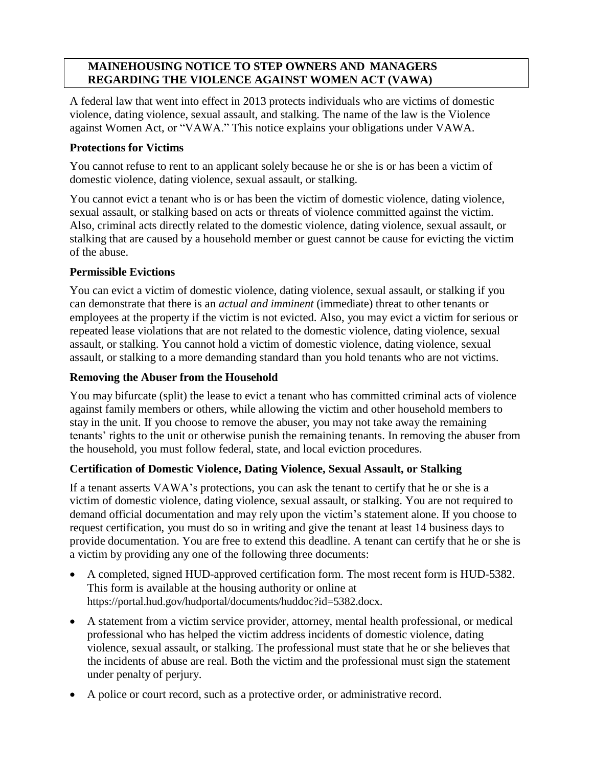# MAINEHOUSING NOTICE TO STEP OWNERS AND MANAGERS REGARDING THE VIOLENCE AGAINST WOMEN ACT (VAWA)

A federal law that went into effect in 2013 protects individuals who are victims of domestic violence, dating violence, sexual assault, and stalking. The name of the law is the Violence against Women Act, or "VAWA." This notice explains your obligations under VAWA.

## Protections for Victims

You cannot refuse to rent to an applicant solely because he or she is or has been a victim of domestic violence, dating violence, sexual assault, or stalking.

You cannot evict a tenant who is or has been the victim of domestic violence, dating violence, sexual assault, or stalking based on acts or threats of violence committed against the victim. Also, criminal acts directly related to the domestic violence, dating violence, sexual assault, or stalking that are caused by a household member or guest cannot be cause for evicting the victim of the abuse.

## Permissible Evictions

You can evict a victim of domestic violence, dating violence, sexual assault, or stalking if you can demonstrate that there is an *actual and imminent* (immediate) threat to other tenants or employees at the property if the victim is not evicted. Also, you may evict a victim for serious or repeated lease violations that are not related to the domestic violence, dating violence, sexual assault, or stalking. You cannot hold a victim of domestic violence, dating violence, sexual assault, or stalking to a more demanding standard than you hold tenants who are not victims.

## Removing the Abuser from the Household

You may bifurcate (split) the lease to evict a tenant who has committed criminal acts of violence against family members or others, while allowing the victim and other household members to stay in the unit. If you choose to remove the abuser, you may not take away the remaining tenants' rights to the unit or otherwise punish the remaining tenants. In removing the abuser from the household, you must follow federal, state, and local eviction procedures.

## Certification of Domestic Violence, Dating Violence, Sexual Assault, or Stalking

If a tenant asserts VAWA's protections, you can ask the tenant to certify that he or she is a victim of domestic violence, dating violence, sexual assault, or stalking. You are not required to demand official documentation and may rely upon the victim's statement alone. If you choose to request certification, you must do so in writing and give the tenant at least 14 business days to provide documentation. You are free to extend this deadline. A tenant can certify that he or she is a victim by providing any one of the following three documents:

- A completed, signed HUD-approved certification form. The most recent form is HUD-5382. This form is available at the housing authority or online at https://portal.hud.gov/hudportal/documents/huddoc?id=5382.docx.
- A statement from a victim service provider, attorney, mental health professional, or medical professional who has helped the victim address incidents of domestic violence, dating violence, sexual assault, or stalking. The professional must state that he or she believes that the incidents of abuse are real. Both the victim and the professional must sign the statement under penalty of perjury.
- A police or court record, such as a protective order, or administrative record.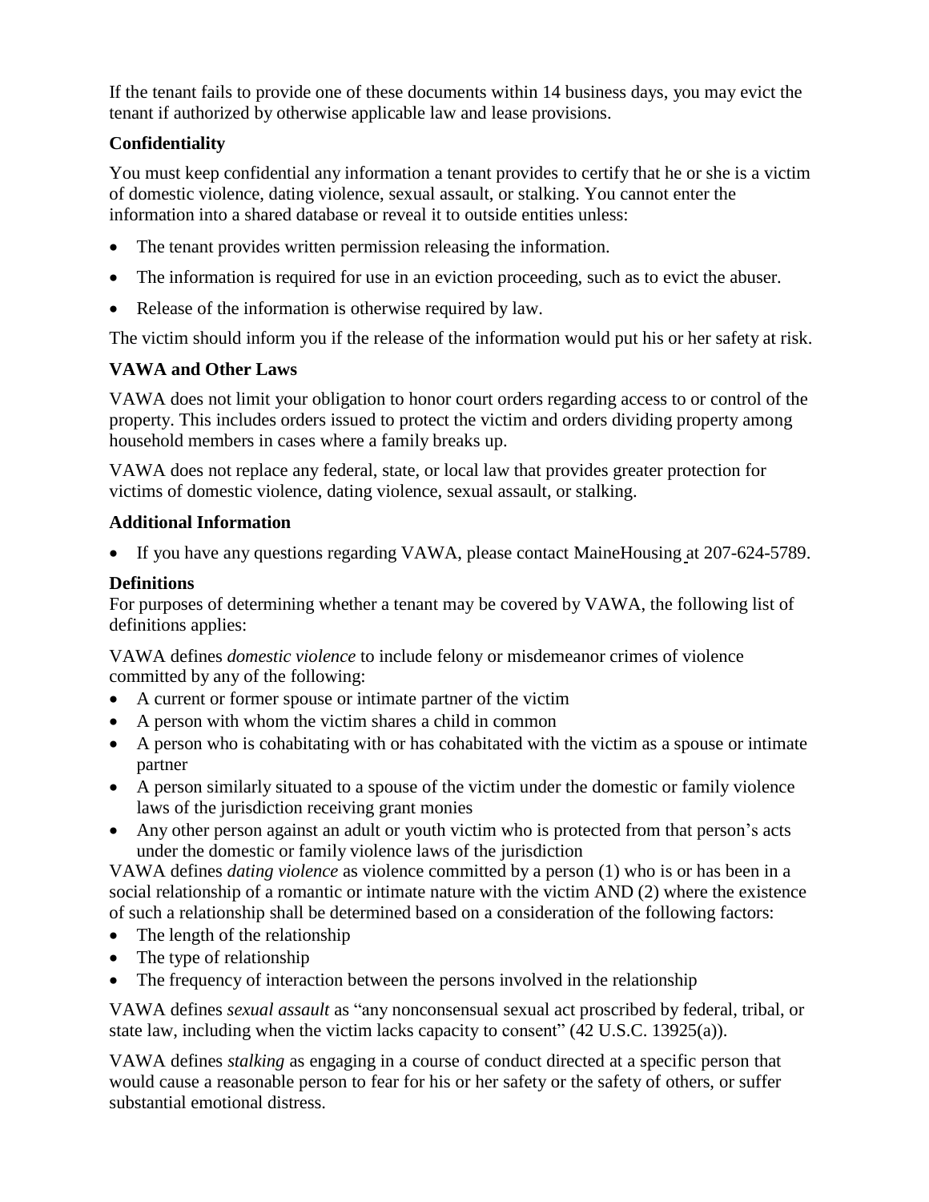If the tenant fails to provide one of these documents within 14 business days, you may evict the tenant if authorized by otherwise applicable law and lease provisions.

### Confidentiality

You must keep confidential any information a tenant provides to certify that he or she is a victim of domestic violence, dating violence, sexual assault, or stalking. You cannot enter the information into a shared database or reveal it to outside entities unless:

- The tenant provides written permission releasing the information.
- The information is required for use in an eviction proceeding, such as to evict the abuser.
- Release of the information is otherwise required by law.

The victim should inform you if the release of the information would put his or her safety at risk.

### VAWA and Other Laws

VAWA does not limit your obligation to honor court orders regarding access to or control of the property. This includes orders issued to protect the victim and orders dividing property among household members in cases where a family breaks up.

VAWA does not replace any federal, state, or local law that provides greater protection for victims of domestic violence, dating violence, sexual assault, or stalking.

### Additional Information

- If you have any questions regarding VAWA, please contact MaineHousing at 207-624-5789.

### Definitions

For purposes of determining whether a tenant may be covered by VAWA, the following list of definitions applies:

VAWA defines *domestic violence* to include felony or misdemeanor crimes of violence committed by any of the following:

- A current or former spouse or intimate partner of the victim
- A person with whom the victim shares a child in common
- A person who is cohabitating with or has cohabitated with the victim as a spouse or intimate partner
- A person similarly situated to a spouse of the victim under the domestic or family violence laws of the jurisdiction receiving grant monies
- Any other person against an adult or youth victim who is protected from that person's acts under the domestic or family violence laws of the jurisdiction

VAWA defines *dating violence* as violence committed by a person (1) who is or has been in a social relationship of a romantic or intimate nature with the victim AND (2) where the existence of such a relationship shall be determined based on a consideration of the following factors:

- The length of the relationship
- The type of relationship
- The frequency of interaction between the persons involved in the relationship

VAWA defines *sexual assault* as "any nonconsensual sexual act proscribed by federal, tribal, or state law, including when the victim lacks capacity to consent" (42 U.S.C. 13925(a)).

VAWA defines *stalking* as engaging in a course of conduct directed at a specific person that would cause a reasonable person to fear for his or her safety or the safety of others, or suffer substantial emotional distress.